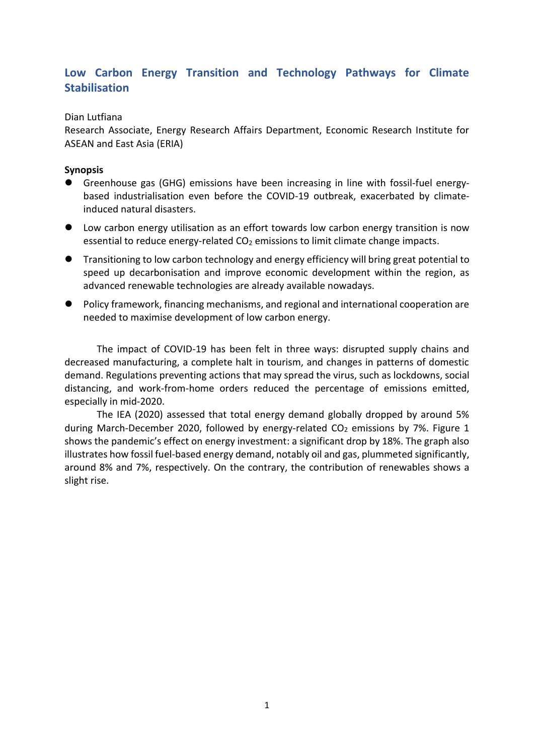# Low Carbon Energy Transition and Technology Pathways for Climate Stabilisation

Dian Lutfiana

Research Associate, Energy Research Affairs Department, Economic Research Institute for ASEAN and East Asia (ERIA)

**Synopsis**

- Greenhouse gas (GHG) emissions have been increasing in line with fossil-fuel energy-based industrialisation even before the COVID-19 outbreak, exacerbated by climate-induced natural disasters.
- Low carbon energy utilisation as an effort towards low carbon energy transition is now essential to reduce energy-related $CO_2$ emissions to limit climate change impacts.
- Transitioning to low carbon technology and energy efficiency will bring great potential to speed up decarbonisation and improve economic development within the region, as advanced renewable technologies are already available nowadays.
- Policy framework, financing mechanisms, and regional and international cooperation are needed to maximise development of low carbon energy.

The impact of COVID-19 has been felt in three ways: disrupted supply chains and decreased manufacturing, a complete halt in tourism, and changes in patterns of domestic demand. Regulations preventing actions that may spread the virus, such as lockdowns, social distancing, and work-from-home orders reduced the percentage of emissions emitted, especially in mid-2020.

The IEA (2020) assessed that total energy demand globally dropped by around 5% during March-December 2020, followed by energy-related $CO_2$ emissions by 7%. Figure 1 shows the pandemic's effect on energy investment: a significant drop by 18%. The graph also illustrates how fossil fuel-based energy demand, notably oil and gas, plummeted significantly, around 8% and 7%, respectively. On the contrary, the contribution of renewables shows a slight rise.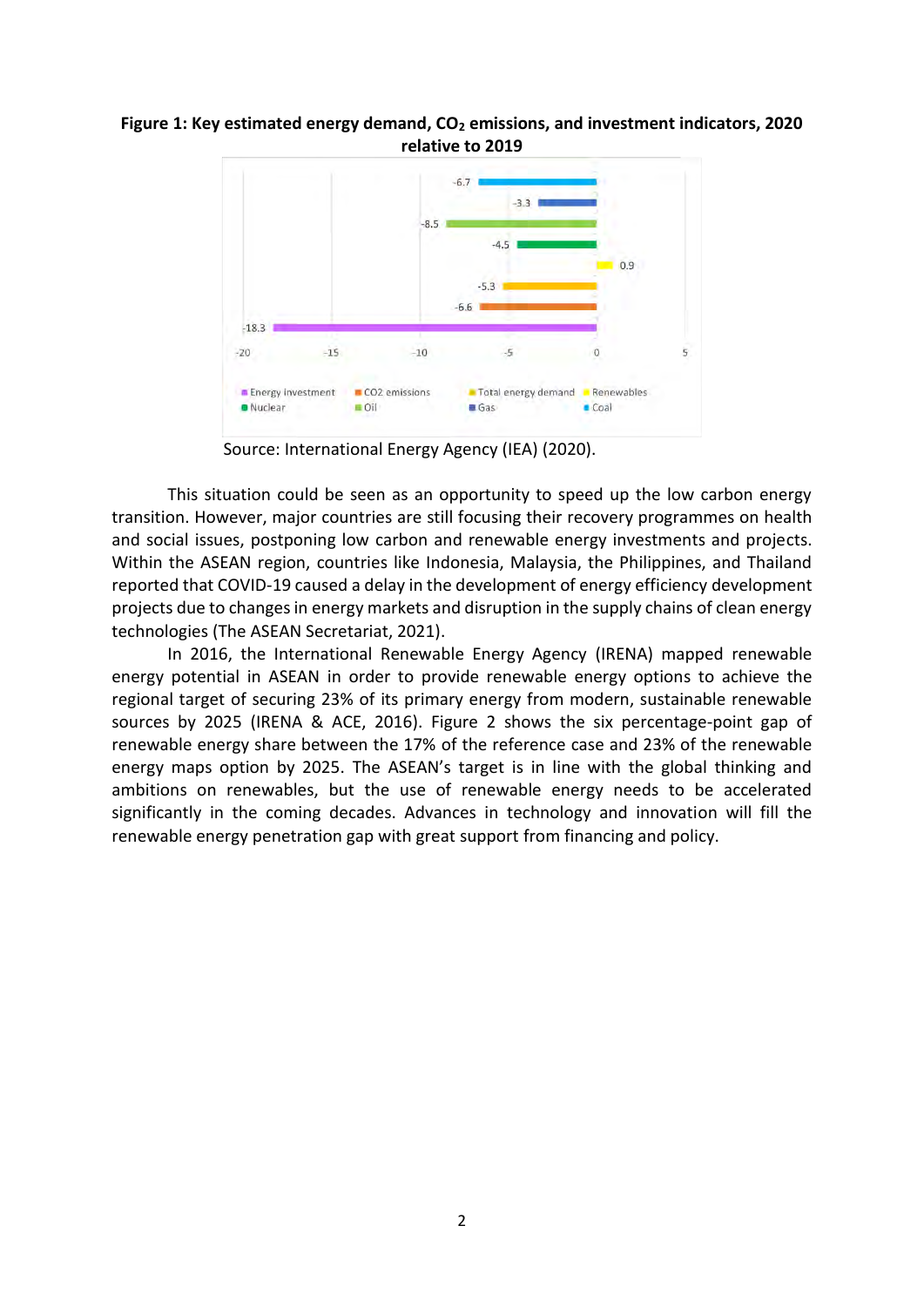**Figure 1: Key estimated energy demand, $CO_2$ emissions, and investment indicators, 2020 relative to 2019**

Source: International Energy Agency (IEA) (2020).

This situation could be seen as an opportunity to speed up the low carbon energy transition. However, major countries are still focusing their recovery programmes on health and social issues, postponing low carbon and renewable energy investments and projects. Within the ASEAN region, countries like Indonesia, Malaysia, the Philippines, and Thailand reported that COVID-19 caused a delay in the development of energy efficiency development projects due to changes in energy markets and disruption in the supply chains of clean energy technologies (The ASEAN Secretariat, 2021).

In 2016, the International Renewable Energy Agency (IRENA) mapped renewable energy potential in ASEAN in order to provide renewable energy options to achieve the regional target of securing 23% of its primary energy from modern, sustainable renewable sources by 2025 (IRENA & ACE, 2016). Figure 2 shows the six percentage-point gap of renewable energy share between the 17% of the reference case and 23% of the renewable energy maps option by 2025. The ASEAN's target is in line with the global thinking and ambitions on renewables, but the use of renewable energy needs to be accelerated significantly in the coming decades. Advances in technology and innovation will fill the renewable energy penetration gap with great support from financing and policy.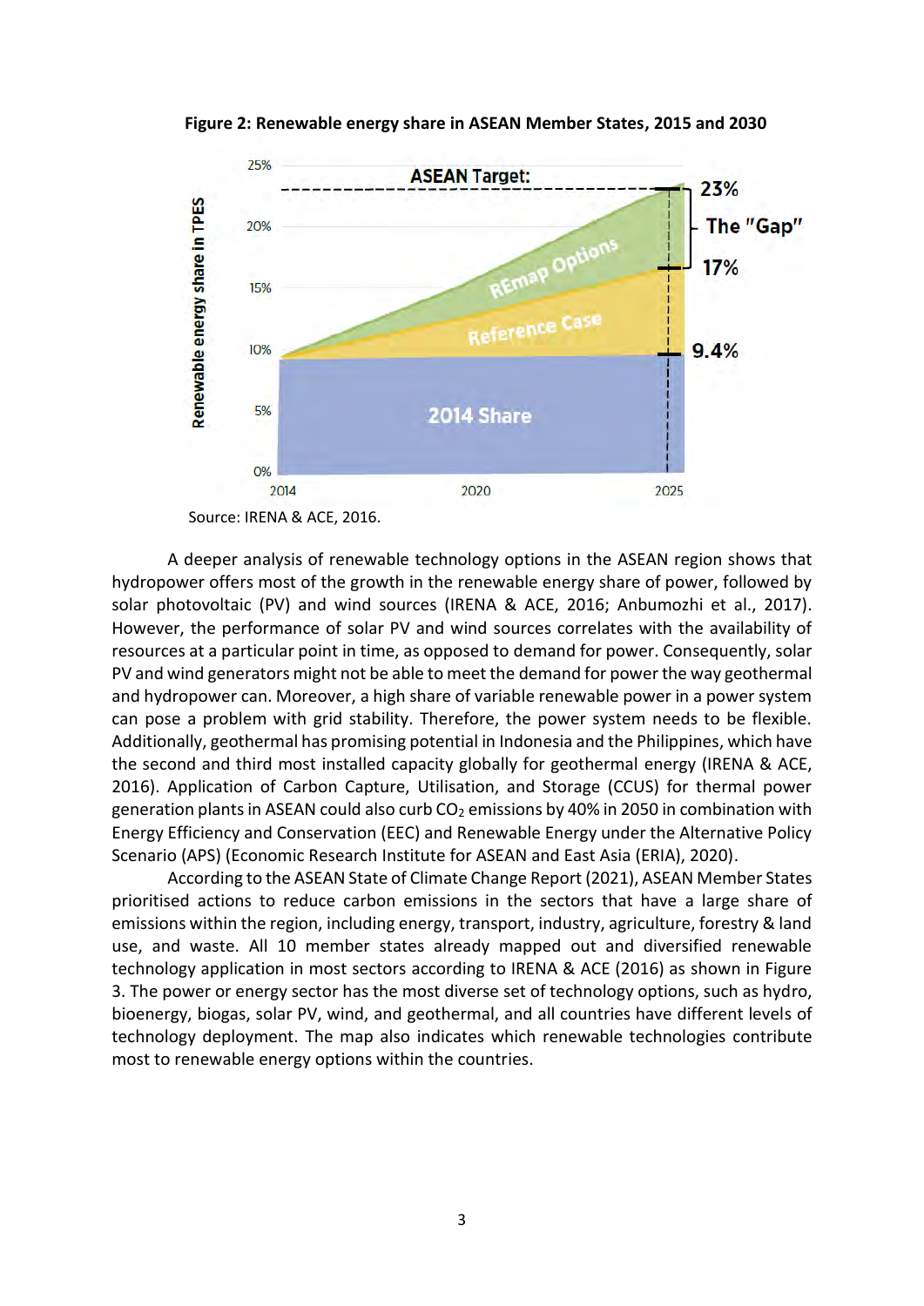**Figure 2: Renewable energy share in ASEAN Member States, 2015 and 2030**

Source: IRENA & ACE, 2016.

A deeper analysis of renewable technology options in the ASEAN region shows that hydropower offers most of the growth in the renewable energy share of power, followed by solar photovoltaic (PV) and wind sources (IRENA & ACE, 2016; Anbumozhi et al., 2017). However, the performance of solar PV and wind sources correlates with the availability of resources at a particular point in time, as opposed to demand for power. Consequently, solar PV and wind generators might not be able to meet the demand for power the way geothermal and hydropower can. Moreover, a high share of variable renewable power in a power system can pose a problem with grid stability. Therefore, the power system needs to be flexible. Additionally, geothermal has promising potential in Indonesia and the Philippines, which have the second and third most installed capacity globally for geothermal energy (IRENA & ACE, 2016). Application of Carbon Capture, Utilisation, and Storage (CCUS) for thermal power generation plants in ASEAN could also curb $CO_2$ emissions by 40% in 2050 in combination with Energy Efficiency and Conservation (EEC) and Renewable Energy under the Alternative Policy Scenario (APS) (Economic Research Institute for ASEAN and East Asia (ERIA), 2020).

According to the ASEAN State of Climate Change Report (2021), ASEAN Member States prioritised actions to reduce carbon emissions in the sectors that have a large share of emissions within the region, including energy, transport, industry, agriculture, forestry & land use, and waste. All 10 member states already mapped out and diversified renewable technology application in most sectors according to IRENA & ACE (2016) as shown in Figure 3. The power or energy sector has the most diverse set of technology options, such as hydro, bioenergy, biogas, solar PV, wind, and geothermal, and all countries have different levels of technology deployment. The map also indicates which renewable technologies contribute most to renewable energy options within the countries.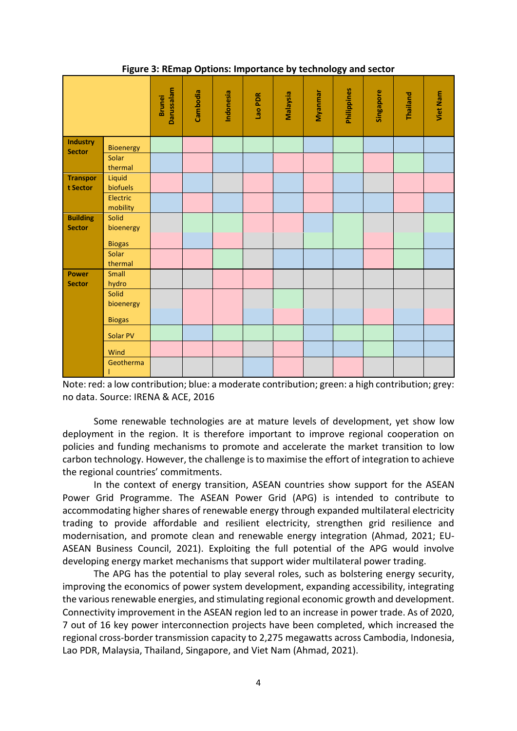**Figure 3: REmap Options: Importance by technology and sector**

| Sector | Technology | Brunei Darussalam | Cambodia | Indonesia | Lao PDR | Malaysia | Myanmar | Philippines | Singapore | Thailand | Viet Nam |
|---|---|---|---|---|---|---|---|---|---|---|---|
| **Industry Sector** | Bioenergy | Green | Red | Green | Green | Green | Blue | Green | Blue | Blue | Blue |
| | Solar thermal | Blue | Red | Blue | Blue | Red | Red | Green | Red | Green | Blue |
| **Transport Sector** | Liquid biofuels | Red | Blue | Grey | Red | Blue | Red | Blue | Grey | Red | Red |
| | Electric mobility | Blue | Red | Blue | Red | Blue | Red | Blue | Blue | Red | Blue |
| **Building Sector** | Solid bioenergy | Grey | Green | Green | Red | Red | Blue | Green | Grey | Grey | Green |
| | Biogas | Red | Blue | Red | Grey | Grey | Green | Green | Red | Green | Blue |
| | Solar thermal | Red | Red | Green | Grey | Blue | Blue | Blue | Red | Green | Blue |
| **Power Sector** | Small hydro | Grey | Grey | Red | Red | Grey | Grey | Grey | Grey | Grey | Grey |
| | Solid bioenergy | Grey | Red | Red | Grey | Green | Grey | Grey | Grey | Grey | Grey |
| | Biogas | Blue | Red | Red | Blue | Red | Blue | Blue | Red | Blue | Red |
| | Solar PV | Green | Blue | Green | Green | Green | Blue | Green | Green | Blue | Blue |
| | Wind | Red | Red | Red | Grey | Red | Blue | Blue | Green | Blue | Blue |
| | Geothermal | Grey | Grey | Grey | Blue | Red | Grey | Red | Grey | Grey | Grey |

Note: red: a low contribution; blue: a moderate contribution; green: a high contribution; grey: no data. Source: IRENA & ACE, 2016

Some renewable technologies are at mature levels of development, yet show low deployment in the region. It is therefore important to improve regional cooperation on policies and funding mechanisms to promote and accelerate the market transition to low carbon technology. However, the challenge is to maximise the effort of integration to achieve the regional countries' commitments.

In the context of energy transition, ASEAN countries show support for the ASEAN Power Grid Programme. The ASEAN Power Grid (APG) is intended to contribute to accommodating higher shares of renewable energy through expanded multilateral electricity trading to provide affordable and resilient electricity, strengthen grid resilience and modernisation, and promote clean and renewable energy integration (Ahmad, 2021; EU-ASEAN Business Council, 2021). Exploiting the full potential of the APG would involve developing energy market mechanisms that support wider multilateral power trading.

The APG has the potential to play several roles, such as bolstering energy security, improving the economics of power system development, expanding accessibility, integrating the various renewable energies, and stimulating regional economic growth and development. Connectivity improvement in the ASEAN region led to an increase in power trade. As of 2020, 7 out of 16 key power interconnection projects have been completed, which increased the regional cross-border transmission capacity to 2,275 megawatts across Cambodia, Indonesia, Lao PDR, Malaysia, Thailand, Singapore, and Viet Nam (Ahmad, 2021).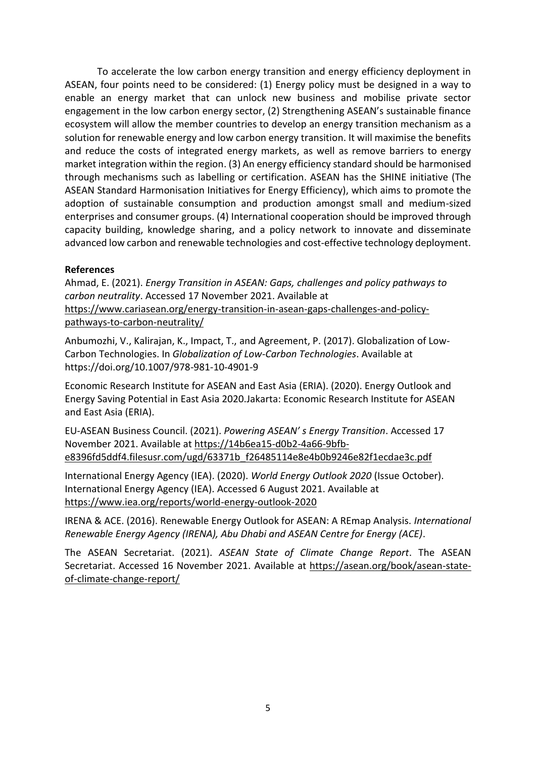To accelerate the low carbon energy transition and energy efficiency deployment in ASEAN, four points need to be considered: (1) Energy policy must be designed in a way to enable an energy market that can unlock new business and mobilise private sector engagement in the low carbon energy sector, (2) Strengthening ASEAN's sustainable finance ecosystem will allow the member countries to develop an energy transition mechanism as a solution for renewable energy and low carbon energy transition. It will maximise the benefits and reduce the costs of integrated energy markets, as well as remove barriers to energy market integration within the region. (3) An energy efficiency standard should be harmonised through mechanisms such as labelling or certification. ASEAN has the SHINE initiative (The ASEAN Standard Harmonisation Initiatives for Energy Efficiency), which aims to promote the adoption of sustainable consumption and production amongst small and medium-sized enterprises and consumer groups. (4) International cooperation should be improved through capacity building, knowledge sharing, and a policy network to innovate and disseminate advanced low carbon and renewable technologies and cost-effective technology deployment.

**References**

Ahmad, E. (2021). *Energy Transition in ASEAN: Gaps, challenges and policy pathways to carbon neutrality*. Accessed 17 November 2021. Available at https://www.cariasean.org/energy-transition-in-asean-gaps-challenges-and-policy-pathways-to-carbon-neutrality/

Anbumozhi, V., Kalirajan, K., Impact, T., and Agreement, P. (2017). Globalization of Low-Carbon Technologies. In *Globalization of Low-Carbon Technologies*. Available at https://doi.org/10.1007/978-981-10-4901-9

Economic Research Institute for ASEAN and East Asia (ERIA). (2020). Energy Outlook and Energy Saving Potential in East Asia 2020.Jakarta: Economic Research Institute for ASEAN and East Asia (ERIA).

EU-ASEAN Business Council. (2021). *Powering ASEAN' s Energy Transition*. Accessed 17 November 2021. Available at https://14b6ea15-d0b2-4a66-9bfb-e8396fd5ddf4.filesusr.com/ugd/63371b_f26485114e8e4b0b9246e82f1ecdae3c.pdf

International Energy Agency (IEA). (2020). *World Energy Outlook 2020* (Issue October). International Energy Agency (IEA). Accessed 6 August 2021. Available at https://www.iea.org/reports/world-energy-outlook-2020

IRENA & ACE. (2016). Renewable Energy Outlook for ASEAN: A REmap Analysis. *International Renewable Energy Agency (IRENA), Abu Dhabi and ASEAN Centre for Energy (ACE)*.

The ASEAN Secretariat. (2021). *ASEAN State of Climate Change Report*. The ASEAN Secretariat. Accessed 16 November 2021. Available at https://asean.org/book/asean-state-of-climate-change-report/